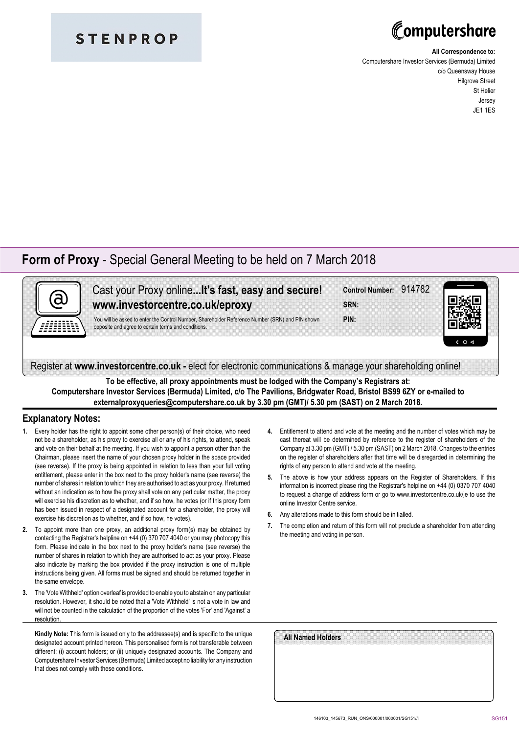STENPROP

Computershare

**All Correspondence to:**
Computershare Investor Services (Bermuda) Limited
c/o Queensway House
Hilgrove Street
St Helier
Jersey
JE1 1ES

# **Form of Proxy** - Special General Meeting to be held on 7 March 2018

Cast your Proxy online**...It's fast, easy and secure!**
**www.investorcentre.co.uk/eproxy**

You will be asked to enter the Control Number, Shareholder Reference Number (SRN) and PIN shown opposite and agree to certain terms and conditions.

**Control Number:** 914782
**SRN:**
**PIN:**

Register at **www.investorcentre.co.uk -** elect for electronic communications & manage your shareholding online!

**To be effective, all proxy appointments must be lodged with the Company's Registrars at: Computershare Investor Services (Bermuda) Limited, c/o The Pavilions, Bridgwater Road, Bristol BS99 6ZY or e-mailed to externalproxyqueries@computershare.co.uk by 3.30 pm (GMT)/ 5.30 pm (SAST) on 2 March 2018.**

## Explanatory Notes:

1. Every holder has the right to appoint some other person(s) of their choice, who need not be a shareholder, as his proxy to exercise all or any of his rights, to attend, speak and vote on their behalf at the meeting. If you wish to appoint a person other than the Chairman, please insert the name of your chosen proxy holder in the space provided (see reverse). If the proxy is being appointed in relation to less than your full voting entitlement, please enter in the box next to the proxy holder's name (see reverse) the number of shares in relation to which they are authorised to act as your proxy. If returned without an indication as to how the proxy shall vote on any particular matter, the proxy will exercise his discretion as to whether, and if so how, he votes (or if this proxy form has been issued in respect of a designated account for a shareholder, the proxy will exercise his discretion as to whether, and if so how, he votes).
2. To appoint more than one proxy, an additional proxy form(s) may be obtained by contacting the Registrar's helpline on +44 (0) 370 707 4040 or you may photocopy this form. Please indicate in the box next to the proxy holder's name (see reverse) the number of shares in relation to which they are authorised to act as your proxy. Please also indicate by marking the box provided if the proxy instruction is one of multiple instructions being given. All forms must be signed and should be returned together in the same envelope.
3. The 'Vote Withheld' option overleaf is provided to enable you to abstain on any particular resolution. However, it should be noted that a 'Vote Withheld' is not a vote in law and will not be counted in the calculation of the proportion of the votes 'For' and 'Against' a resolution.
4. Entitlement to attend and vote at the meeting and the number of votes which may be cast thereat will be determined by reference to the register of shareholders of the Company at 3.30 pm (GMT) / 5.30 pm (SAST) on 2 March 2018. Changes to the entries on the register of shareholders after that time will be disregarded in determining the rights of any person to attend and vote at the meeting.
5. The above is how your address appears on the Register of Shareholders. If this information is incorrect please ring the Registrar's helpline on +44 (0) 0370 707 4040 to request a change of address form or go to www.investorcentre.co.uk/je to use the online Investor Centre service.
6. Any alterations made to this form should be initialled.
7. The completion and return of this form will not preclude a shareholder from attending the meeting and voting in person.

**Kindly Note:** This form is issued only to the addressee(s) and is specific to the unique designated account printed hereon. This personalised form is not transferable between different: (i) account holders; or (ii) uniquely designated accounts. The Company and Computershare Investor Services (Bermuda) Limited accept no liability for any instruction that does not comply with these conditions.

**All Named Holders**

146103_145673_RUN_ONS/000001/000001/SG151//i SG151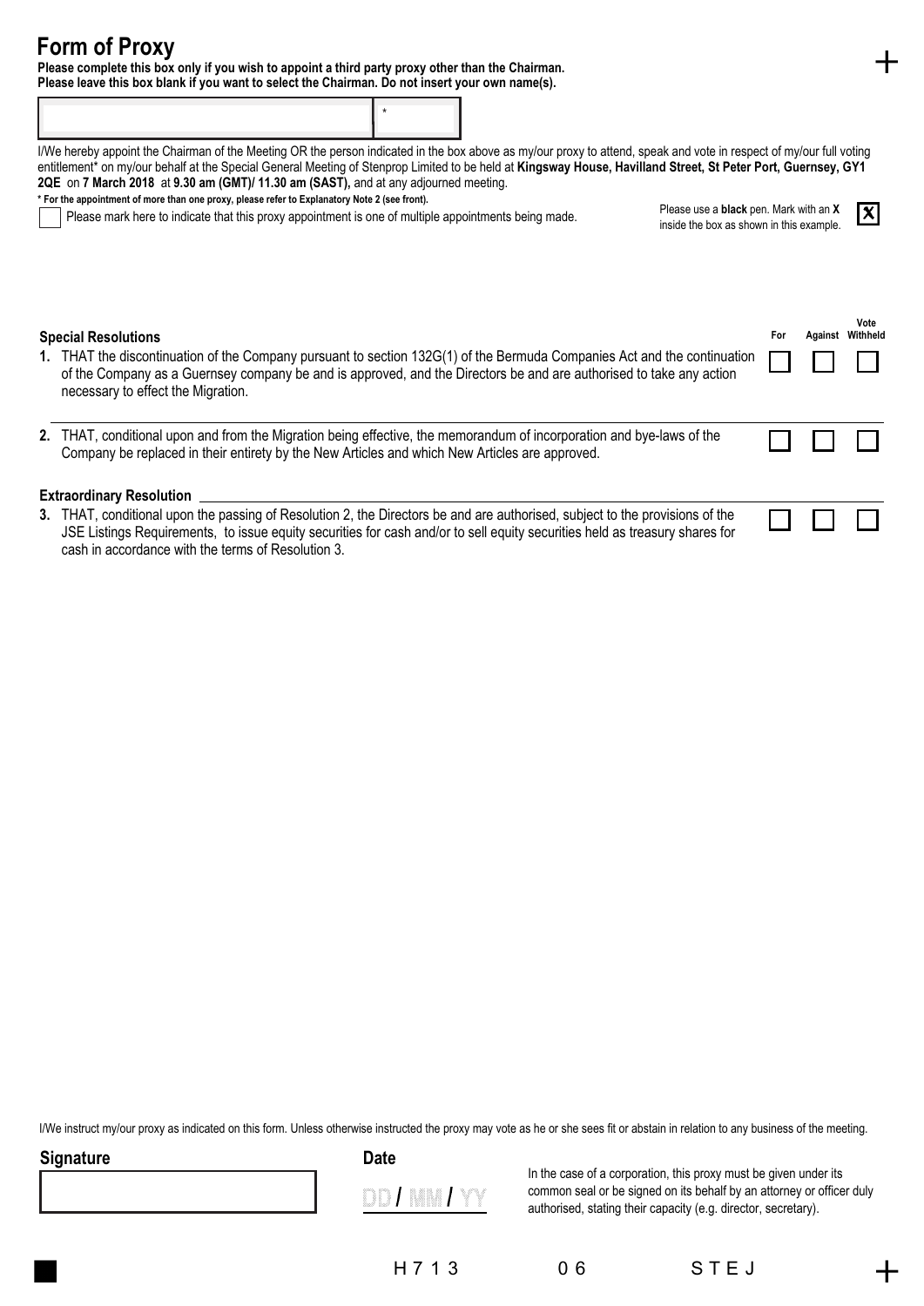# Form of Proxy

**Please complete this box only if you wish to appoint a third party proxy other than the Chairman.**
**Please leave this box blank if you want to select the Chairman. Do not insert your own name(s).**

| | * |
|---|---|

I/We hereby appoint the Chairman of the Meeting OR the person indicated in the box above as my/our proxy to attend, speak and vote in respect of my/our full voting entitlement* on my/our behalf at the Special General Meeting of Stenprop Limited to be held at **Kingsway House, Havilland Street, St Peter Port, Guernsey, GY1 2QE** on **7 March 2018** at **9.30 am (GMT)/ 11.30 am (SAST),** and at any adjourned meeting.

**\* For the appointment of more than one proxy, please refer to Explanatory Note 2 (see front).**

☐ Please mark here to indicate that this proxy appointment is one of multiple appointments being made.

Please use a **black** pen. Mark with an **X** inside the box as shown in this example. ☒

| **Special Resolutions** | For | Against | Vote Withheld |
|---|---|---|---|
| **1.** THAT the discontinuation of the Company pursuant to section 132G(1) of the Bermuda Companies Act and the continuation of the Company as a Guernsey company be and is approved, and the Directors be and are authorised to take any action necessary to effect the Migration. | ☐ | ☐ | ☐ |
| **2.** THAT, conditional upon and from the Migration being effective, the memorandum of incorporation and bye-laws of the Company be replaced in their entirety by the New Articles and which New Articles are approved. | ☐ | ☐ | ☐ |
| **Extraordinary Resolution** | | | |
| **3.** THAT, conditional upon the passing of Resolution 2, the Directors be and are authorised, subject to the provisions of the JSE Listings Requirements, to issue equity securities for cash and/or to sell equity securities held as treasury shares for cash in accordance with the terms of Resolution 3. | ☐ | ☐ | ☐ |

I/We instruct my/our proxy as indicated on this form. Unless otherwise instructed the proxy may vote as he or she sees fit or abstain in relation to any business of the meeting.

**Signature**

**Date**

DD / MM / YY

In the case of a corporation, this proxy must be given under its common seal or be signed on its behalf by an attorney or officer duly authorised, stating their capacity (e.g. director, secretary).

H713 06 STEJ